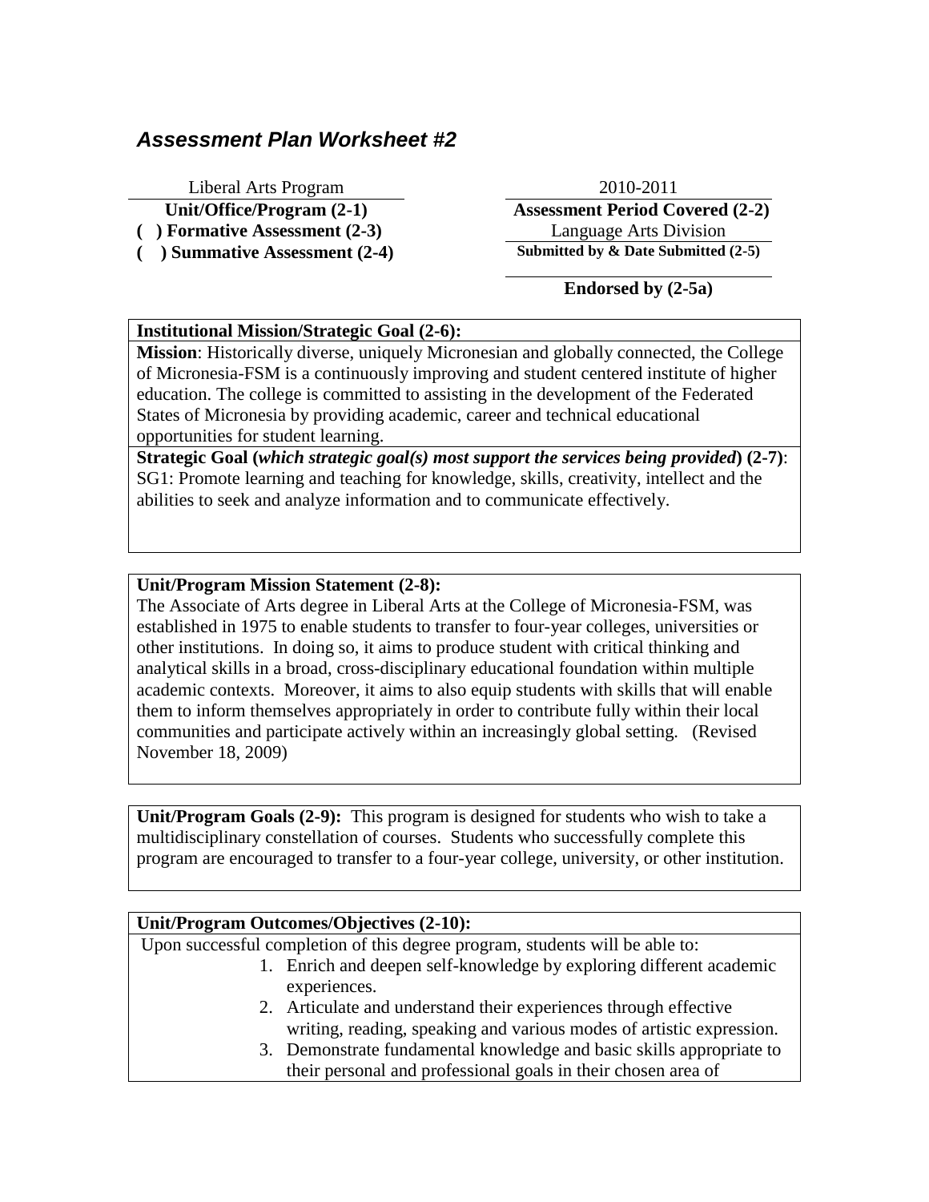## *Assessment Plan Worksheet #2*

Liberal Arts Program
**Unit/Office/Program (2-1)**

2010-2011
**Assessment Period Covered (2-2)**

**( ) Formative Assessment (2-3)**

**( ) Summative Assessment (2-4)**

Language Arts Division
**Submitted by & Date Submitted (2-5)**

**Endorsed by (2-5a)**

**Institutional Mission/Strategic Goal (2-6):**

**Mission**: Historically diverse, uniquely Micronesian and globally connected, the College of Micronesia-FSM is a continuously improving and student centered institute of higher education. The college is committed to assisting in the development of the Federated States of Micronesia by providing academic, career and technical educational opportunities for student learning.

**Strategic Goal (*which strategic goal(s) most support the services being provided*) (2-7)**: SG1: Promote learning and teaching for knowledge, skills, creativity, intellect and the abilities to seek and analyze information and to communicate effectively.

**Unit/Program Mission Statement (2-8):**

The Associate of Arts degree in Liberal Arts at the College of Micronesia-FSM, was established in 1975 to enable students to transfer to four-year colleges, universities or other institutions. In doing so, it aims to produce student with critical thinking and analytical skills in a broad, cross-disciplinary educational foundation within multiple academic contexts. Moreover, it aims to also equip students with skills that will enable them to inform themselves appropriately in order to contribute fully within their local communities and participate actively within an increasingly global setting. (Revised November 18, 2009)

**Unit/Program Goals (2-9):** This program is designed for students who wish to take a multidisciplinary constellation of courses. Students who successfully complete this program are encouraged to transfer to a four-year college, university, or other institution.

**Unit/Program Outcomes/Objectives (2-10):**

Upon successful completion of this degree program, students will be able to:

1. Enrich and deepen self-knowledge by exploring different academic experiences.
2. Articulate and understand their experiences through effective writing, reading, speaking and various modes of artistic expression.
3. Demonstrate fundamental knowledge and basic skills appropriate to their personal and professional goals in their chosen area of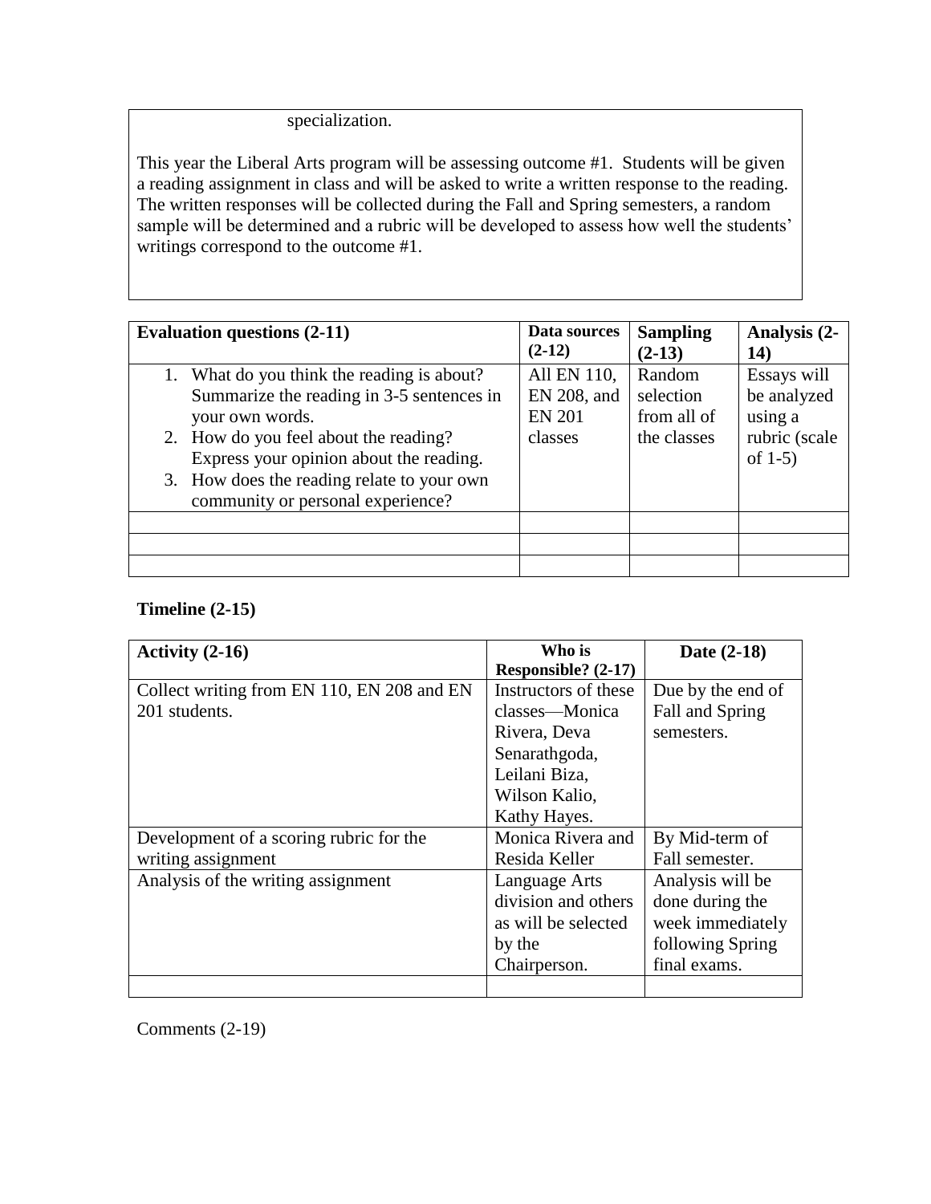specialization.

This year the Liberal Arts program will be assessing outcome #1. Students will be given a reading assignment in class and will be asked to write a written response to the reading. The written responses will be collected during the Fall and Spring semesters, a random sample will be determined and a rubric will be developed to assess how well the students' writings correspond to the outcome #1.

| **Evaluation questions (2-11)** | **Data sources (2-12)** | **Sampling (2-13)** | **Analysis (2-14)** |
|---|---|---|---|
| 1. What do you think the reading is about? Summarize the reading in 3-5 sentences in your own words.<br>2. How do you feel about the reading? Express your opinion about the reading.<br>3. How does the reading relate to your own community or personal experience? | All EN 110, EN 208, and EN 201 classes | Random selection from all of the classes | Essays will be analyzed using a rubric (scale of 1-5) |
| | | | |
| | | | |
| | | | |

**Timeline (2-15)**

| **Activity (2-16)** | **Who is Responsible? (2-17)** | **Date (2-18)** |
|---|---|---|
| Collect writing from EN 110, EN 208 and EN 201 students. | Instructors of these classes—Monica Rivera, Deva Senarathgoda, Leilani Biza, Wilson Kalio, Kathy Hayes. | Due by the end of Fall and Spring semesters. |
| Development of a scoring rubric for the writing assignment | Monica Rivera and Resida Keller | By Mid-term of Fall semester. |
| Analysis of the writing assignment | Language Arts division and others as will be selected by the Chairperson. | Analysis will be done during the week immediately following Spring final exams. |
| | | |

Comments (2-19)